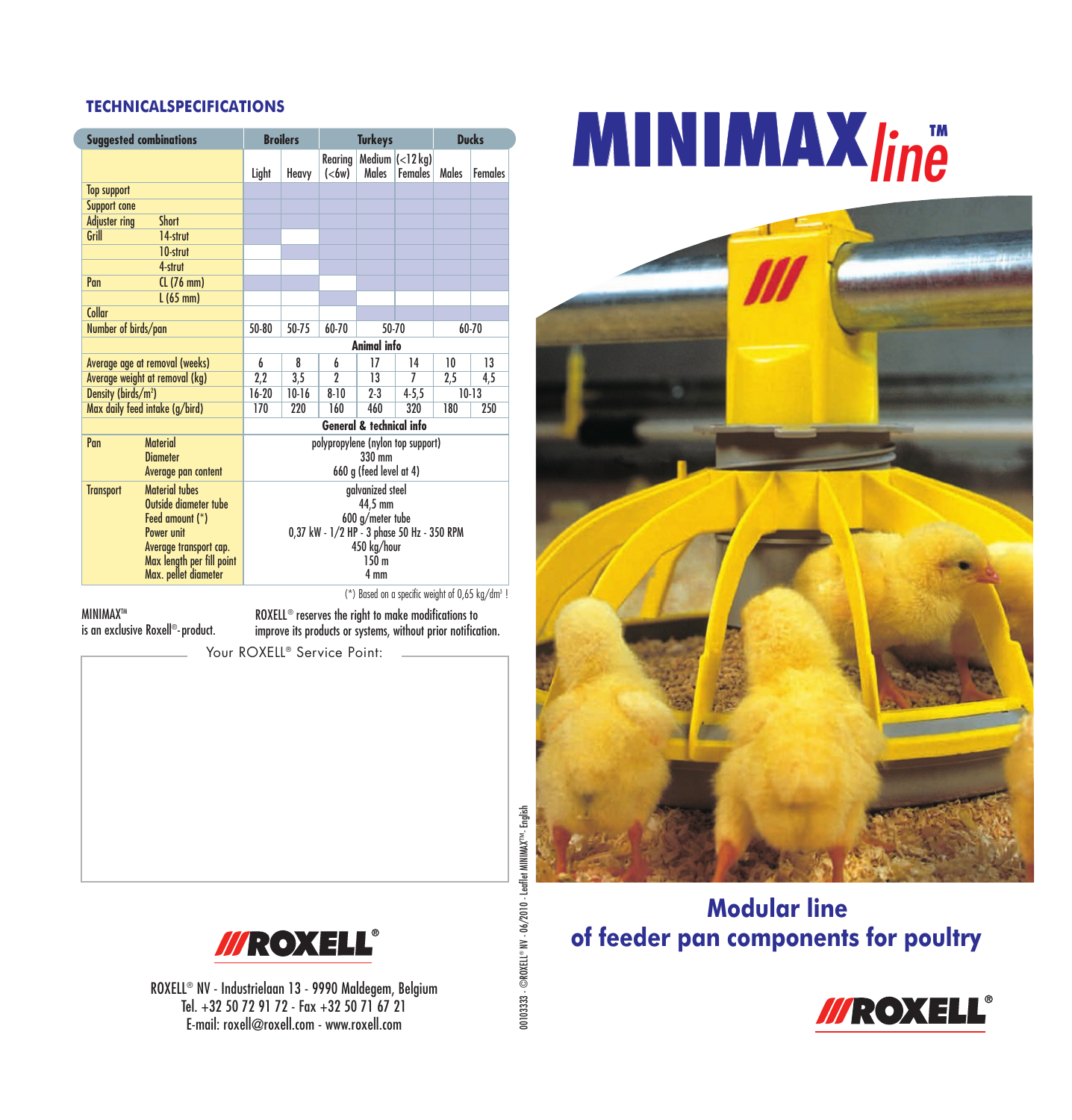## TECHNICALSPECIFICATIONS

| Suggested combinations | | Broilers | | Turkeys | | | Ducks | |
|---|---|---|---|---|---|---|---|---|
| | | Light | Heavy | Rearing (<6w) | Medium Males | (<12 kg) Females | Males | Females |
| Top support | | X | X | X | X | X | X | X |
| Support cone | | X | X | X | X | X | X | X |
| Adjuster ring | Short | X | X | X | X | X | X | X |
| Grill | 14-strut | X | | X | X | X | X | X |
| | 10-strut | | X | X | X | X | X | X |
| | 4-strut | | | X | X | X | X | X |
| Pan | CL (76 mm) | X | X | | X | X | X | X |
| | L (65 mm) | | | X | | | | |
| Collar | | | | | X | X | X | X |
| Number of birds/pan | | 50-80 | 50-75 | 60-70 | 50-70 | | 60-70 | |
| | | **Animal info** | | | | | | |
| Average age at removal (weeks) | | 6 | 8 | 6 | 17 | 14 | 10 | 13 |
| Average weight at removal (kg) | | 2,2 | 3,5 | 2 | 13 | 7 | 2,5 | 4,5 |
| Density (birds/m²) | | 16-20 | 10-16 | 8-10 | 2-3 | 4-5,5 | 10-13 | |
| Max daily feed intake (g/bird) | | 170 | 220 | 160 | 460 | 320 | 180 | 250 |
| | | **General & technical info** | | | | | | |
| Pan | Material | polypropylene (nylon top support) | | | | | | |
| | Diameter | 330 mm | | | | | | |
| | Average pan content | 660 g (feed level at 4) | | | | | | |
| Transport | Material tubes | galvanized steel | | | | | | |
| | Outside diameter tube | 44,5 mm | | | | | | |
| | Feed amount (*) | 600 g/meter tube | | | | | | |
| | Power unit | 0,37 kW - 1/2 HP - 3 phase 50 Hz - 350 RPM | | | | | | |
| | Average transport cap. | 450 kg/hour | | | | | | |
| | Max length per fill point | 150 m | | | | | | |
| | Max. pellet diameter | 4 mm | | | | | | |

(*) Based on a specific weight of 0,65 kg/dm³ !

MINIMAX™ is an exclusive Roxell®-product.

ROXELL® reserves the right to make modifications to improve its products or systems, without prior notification.

Your ROXELL® Service Point:

ROXELL®

ROXELL® NV - Industrielaan 13 - 9990 Maldegem, Belgium
Tel. +32 50 72 91 72 - Fax +32 50 71 67 21
E-mail: roxell@roxell.com - www.roxell.com

00103333 - ©ROXELL® NV - 06/2010 - Leaflet MINIMAX™- English

# MINIMAX *line*™

## Modular line of feeder pan components for poultry

ROXELL®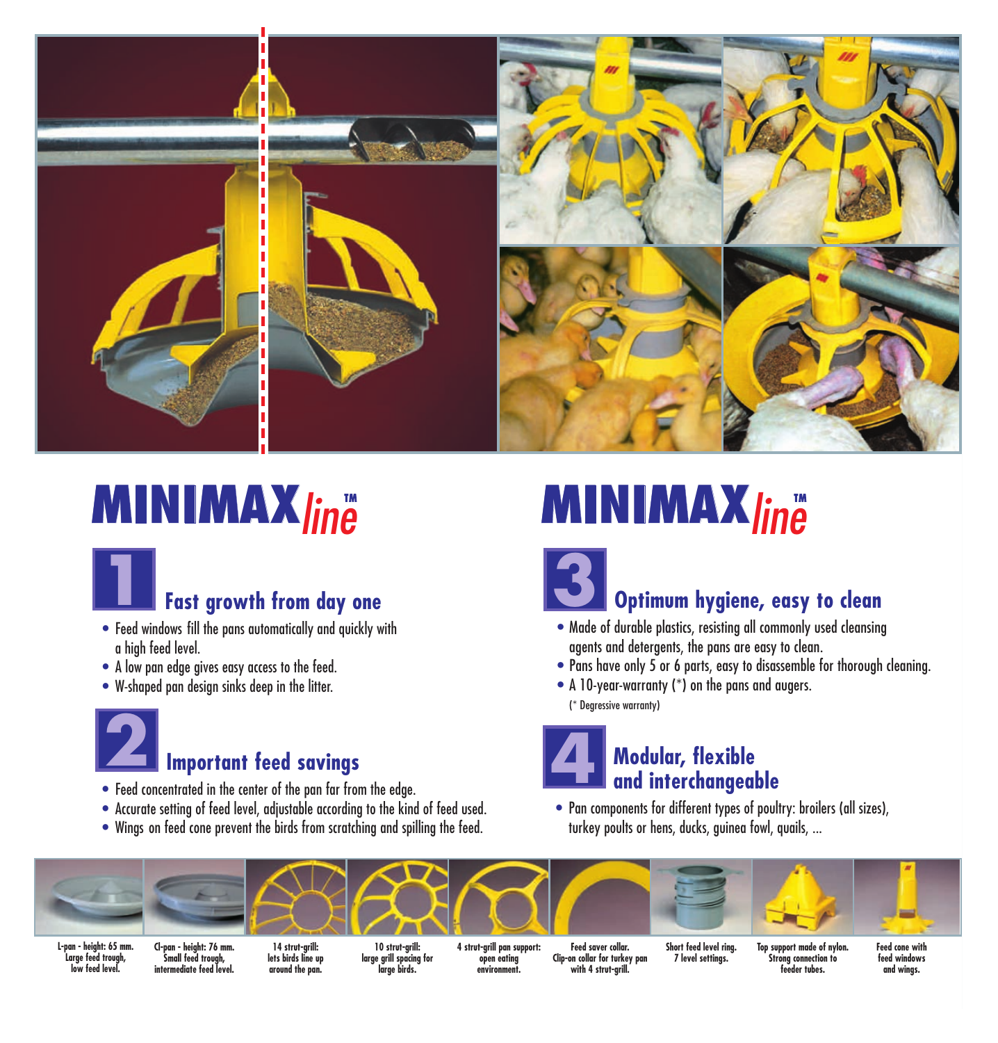# MINIMAX line™

## 1 Fast growth from day one

- Feed windows fill the pans automatically and quickly with a high feed level.
- A low pan edge gives easy access to the feed.
- W-shaped pan design sinks deep in the litter.

## 2 Important feed savings

- Feed concentrated in the center of the pan far from the edge.
- Accurate setting of feed level, adjustable according to the kind of feed used.
- Wings on feed cone prevent the birds from scratching and spilling the feed.

# MINIMAX line™

## 3 Optimum hygiene, easy to clean

- Made of durable plastics, resisting all commonly used cleansing agents and detergents, the pans are easy to clean.
- Pans have only 5 or 6 parts, easy to disassemble for thorough cleaning.
- A 10-year-warranty (*) on the pans and augers.

(* Degressive warranty)

## 4 Modular, flexible and interchangeable

- Pan components for different types of poultry: broilers (all sizes), turkey poults or hens, ducks, guinea fowl, quails, ...

L-pan - height: 65 mm. Large feed trough, low feed level.

Cl-pan - height: 76 mm. Small feed trough, intermediate feed level.

14 strut-grill: lets birds line up around the pan.

10 strut-grill: large grill spacing for large birds.

4 strut-grill pan support: open eating environment.

Feed saver collar. Clip-on collar for turkey pan with 4 strut-grill.

Short feed level ring. 7 level settings.

Top support made of nylon. Strong connection to feeder tubes.

Feed cone with feed windows and wings.